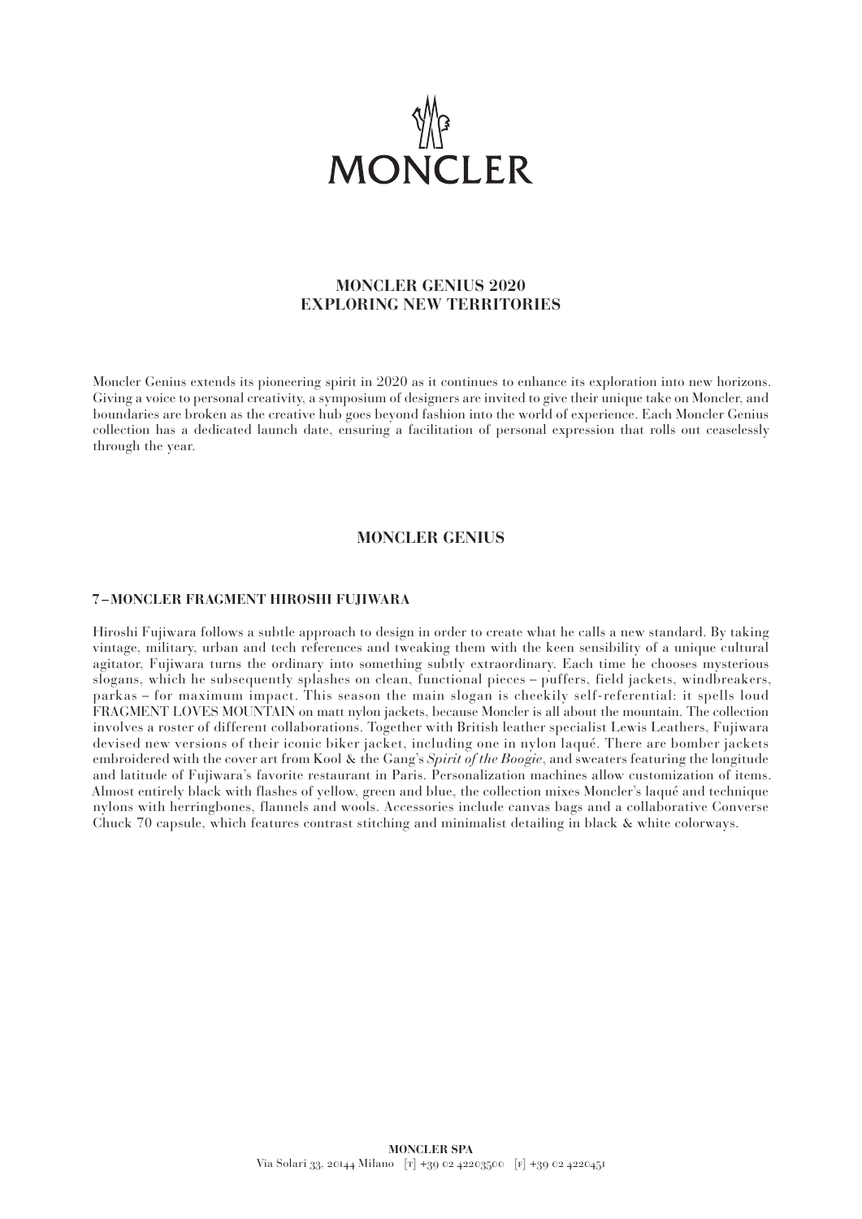MONCLER

# MONCLER GENIUS 2020
# EXPLORING NEW TERRITORIES

Moncler Genius extends its pioneering spirit in 2020 as it continues to enhance its exploration into new horizons. Giving a voice to personal creativity, a symposium of designers are invited to give their unique take on Moncler, and boundaries are broken as the creative hub goes beyond fashion into the world of experience. Each Moncler Genius collection has a dedicated launch date, ensuring a facilitation of personal expression that rolls out ceaselessly through the year.

## MONCLER GENIUS

### 7 – MONCLER FRAGMENT HIROSHI FUJIWARA

Hiroshi Fujiwara follows a subtle approach to design in order to create what he calls a new standard. By taking vintage, military, urban and tech references and tweaking them with the keen sensibility of a unique cultural agitator, Fujiwara turns the ordinary into something subtly extraordinary. Each time he chooses mysterious slogans, which he subsequently splashes on clean, functional pieces – puffers, field jackets, windbreakers, parkas – for maximum impact. This season the main slogan is cheekily self-referential: it spells loud FRAGMENT LOVES MOUNTAIN on matt nylon jackets, because Moncler is all about the mountain. The collection involves a roster of different collaborations. Together with British leather specialist Lewis Leathers, Fujiwara devised new versions of their iconic biker jacket, including one in nylon laqué. There are bomber jackets embroidered with the cover art from Kool & the Gang's *Spirit of the Boogie*, and sweaters featuring the longitude and latitude of Fujiwara's favorite restaurant in Paris. Personalization machines allow customization of items. Almost entirely black with flashes of yellow, green and blue, the collection mixes Moncler's laqué and technique nylons with herringbones, flannels and wools. Accessories include canvas bags and a collaborative Converse Chuck 70 capsule, which features contrast stitching and minimalist detailing in black & white colorways.

**MONCLER SPA**
Via Solari 33, 20144 Milano [T] +39 02 42203500 [F] +39 02 4220451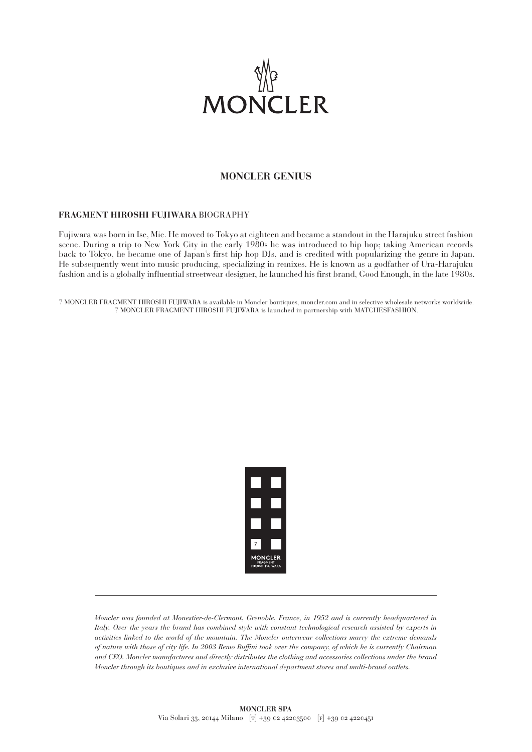# MONCLER

## MONCLER GENIUS

**FRAGMENT HIROSHI FUJIWARA** BIOGRAPHY

Fujiwara was born in Ise, Mie. He moved to Tokyo at eighteen and became a standout in the Harajuku street fashion scene. During a trip to New York City in the early 1980s he was introduced to hip hop; taking American records back to Tokyo, he became one of Japan's first hip hop DJs, and is credited with popularizing the genre in Japan. He subsequently went into music producing, specializing in remixes. He is known as a godfather of Ura-Harajuku fashion and is a globally influential streetwear designer, he launched his first brand, Good Enough, in the late 1980s.

7 MONCLER FRAGMENT HIROSHI FUJIWARA is available in Moncler boutiques, moncler.com and in selective wholesale networks worldwide.
7 MONCLER FRAGMENT HIROSHI FUJIWARA is launched in partnership with MATCHESFASHION.

7
MONCLER
FRAGMENT
HIROSHI FUJIWARA

---

*Moncler was founded at Monestier-de-Clermont, Grenoble, France, in 1952 and is currently headquartered in Italy. Over the years the brand has combined style with constant technological research assisted by experts in activities linked to the world of the mountain. The Moncler outerwear collections marry the extreme demands of nature with those of city life. In 2003 Remo Ruffini took over the company, of which he is currently Chairman and CEO. Moncler manufactures and directly distributes the clothing and accessories collections under the brand Moncler through its boutiques and in exclusive international department stores and multi-brand outlets.*

**MONCLER SPA**
Via Solari 33, 20144 Milano [T] +39 02 42203500 [F] +39 02 4220451